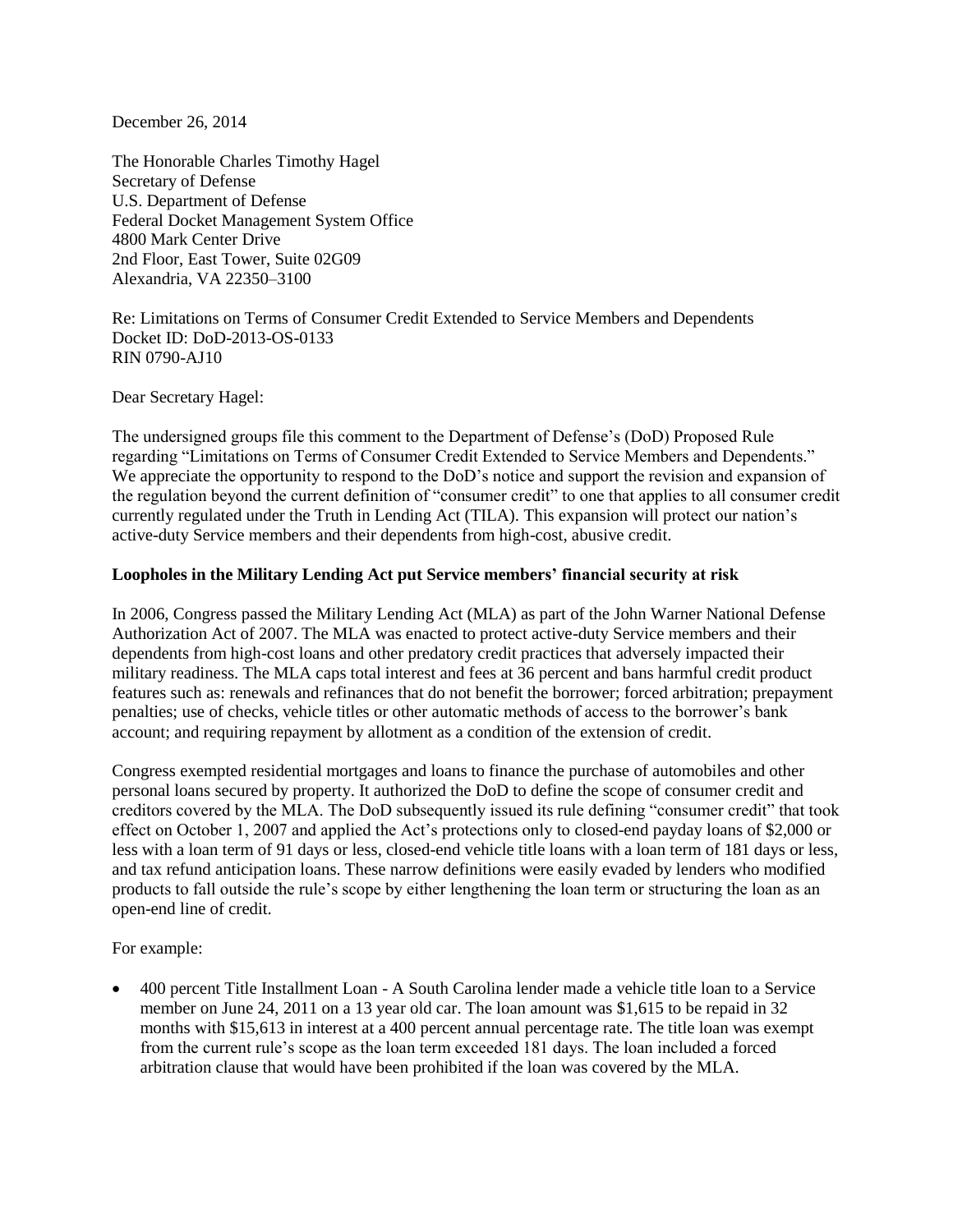December 26, 2014

The Honorable Charles Timothy Hagel
Secretary of Defense
U.S. Department of Defense
Federal Docket Management System Office
4800 Mark Center Drive
2nd Floor, East Tower, Suite 02G09
Alexandria, VA 22350–3100

Re: Limitations on Terms of Consumer Credit Extended to Service Members and Dependents
Docket ID: DoD-2013-OS-0133
RIN 0790-AJ10

Dear Secretary Hagel:

The undersigned groups file this comment to the Department of Defense's (DoD) Proposed Rule regarding "Limitations on Terms of Consumer Credit Extended to Service Members and Dependents." We appreciate the opportunity to respond to the DoD's notice and support the revision and expansion of the regulation beyond the current definition of "consumer credit" to one that applies to all consumer credit currently regulated under the Truth in Lending Act (TILA). This expansion will protect our nation's active-duty Service members and their dependents from high-cost, abusive credit.

**Loopholes in the Military Lending Act put Service members' financial security at risk**

In 2006, Congress passed the Military Lending Act (MLA) as part of the John Warner National Defense Authorization Act of 2007. The MLA was enacted to protect active-duty Service members and their dependents from high-cost loans and other predatory credit practices that adversely impacted their military readiness. The MLA caps total interest and fees at 36 percent and bans harmful credit product features such as: renewals and refinances that do not benefit the borrower; forced arbitration; prepayment penalties; use of checks, vehicle titles or other automatic methods of access to the borrower's bank account; and requiring repayment by allotment as a condition of the extension of credit.

Congress exempted residential mortgages and loans to finance the purchase of automobiles and other personal loans secured by property. It authorized the DoD to define the scope of consumer credit and creditors covered by the MLA. The DoD subsequently issued its rule defining "consumer credit" that took effect on October 1, 2007 and applied the Act's protections only to closed-end payday loans of $2,000 or less with a loan term of 91 days or less, closed-end vehicle title loans with a loan term of 181 days or less, and tax refund anticipation loans. These narrow definitions were easily evaded by lenders who modified products to fall outside the rule's scope by either lengthening the loan term or structuring the loan as an open-end line of credit.

For example:

- 400 percent Title Installment Loan - A South Carolina lender made a vehicle title loan to a Service member on June 24, 2011 on a 13 year old car. The loan amount was $1,615 to be repaid in 32 months with $15,613 in interest at a 400 percent annual percentage rate. The title loan was exempt from the current rule's scope as the loan term exceeded 181 days. The loan included a forced arbitration clause that would have been prohibited if the loan was covered by the MLA.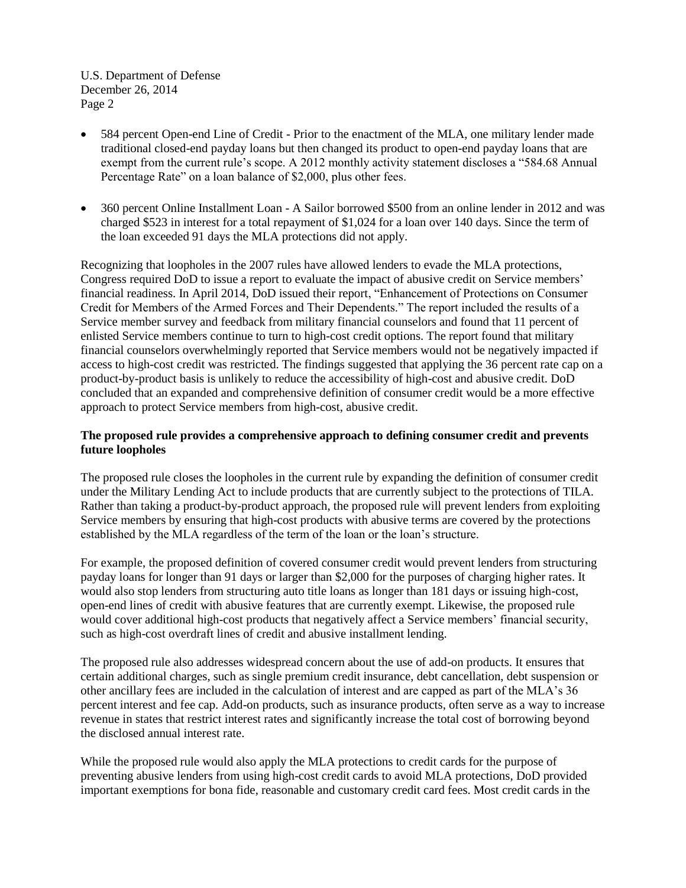- 584 percent Open-end Line of Credit - Prior to the enactment of the MLA, one military lender made traditional closed-end payday loans but then changed its product to open-end payday loans that are exempt from the current rule's scope. A 2012 monthly activity statement discloses a "584.68 Annual Percentage Rate" on a loan balance of $2,000, plus other fees.

- 360 percent Online Installment Loan - A Sailor borrowed $500 from an online lender in 2012 and was charged $523 in interest for a total repayment of $1,024 for a loan over 140 days. Since the term of the loan exceeded 91 days the MLA protections did not apply.

Recognizing that loopholes in the 2007 rules have allowed lenders to evade the MLA protections, Congress required DoD to issue a report to evaluate the impact of abusive credit on Service members' financial readiness. In April 2014, DoD issued their report, "Enhancement of Protections on Consumer Credit for Members of the Armed Forces and Their Dependents." The report included the results of a Service member survey and feedback from military financial counselors and found that 11 percent of enlisted Service members continue to turn to high-cost credit options. The report found that military financial counselors overwhelmingly reported that Service members would not be negatively impacted if access to high-cost credit was restricted. The findings suggested that applying the 36 percent rate cap on a product-by-product basis is unlikely to reduce the accessibility of high-cost and abusive credit. DoD concluded that an expanded and comprehensive definition of consumer credit would be a more effective approach to protect Service members from high-cost, abusive credit.

**The proposed rule provides a comprehensive approach to defining consumer credit and prevents future loopholes**

The proposed rule closes the loopholes in the current rule by expanding the definition of consumer credit under the Military Lending Act to include products that are currently subject to the protections of TILA. Rather than taking a product-by-product approach, the proposed rule will prevent lenders from exploiting Service members by ensuring that high-cost products with abusive terms are covered by the protections established by the MLA regardless of the term of the loan or the loan's structure.

For example, the proposed definition of covered consumer credit would prevent lenders from structuring payday loans for longer than 91 days or larger than $2,000 for the purposes of charging higher rates. It would also stop lenders from structuring auto title loans as longer than 181 days or issuing high-cost, open-end lines of credit with abusive features that are currently exempt. Likewise, the proposed rule would cover additional high-cost products that negatively affect a Service members' financial security, such as high-cost overdraft lines of credit and abusive installment lending.

The proposed rule also addresses widespread concern about the use of add-on products. It ensures that certain additional charges, such as single premium credit insurance, debt cancellation, debt suspension or other ancillary fees are included in the calculation of interest and are capped as part of the MLA's 36 percent interest and fee cap. Add-on products, such as insurance products, often serve as a way to increase revenue in states that restrict interest rates and significantly increase the total cost of borrowing beyond the disclosed annual interest rate.

While the proposed rule would also apply the MLA protections to credit cards for the purpose of preventing abusive lenders from using high-cost credit cards to avoid MLA protections, DoD provided important exemptions for bona fide, reasonable and customary credit card fees. Most credit cards in the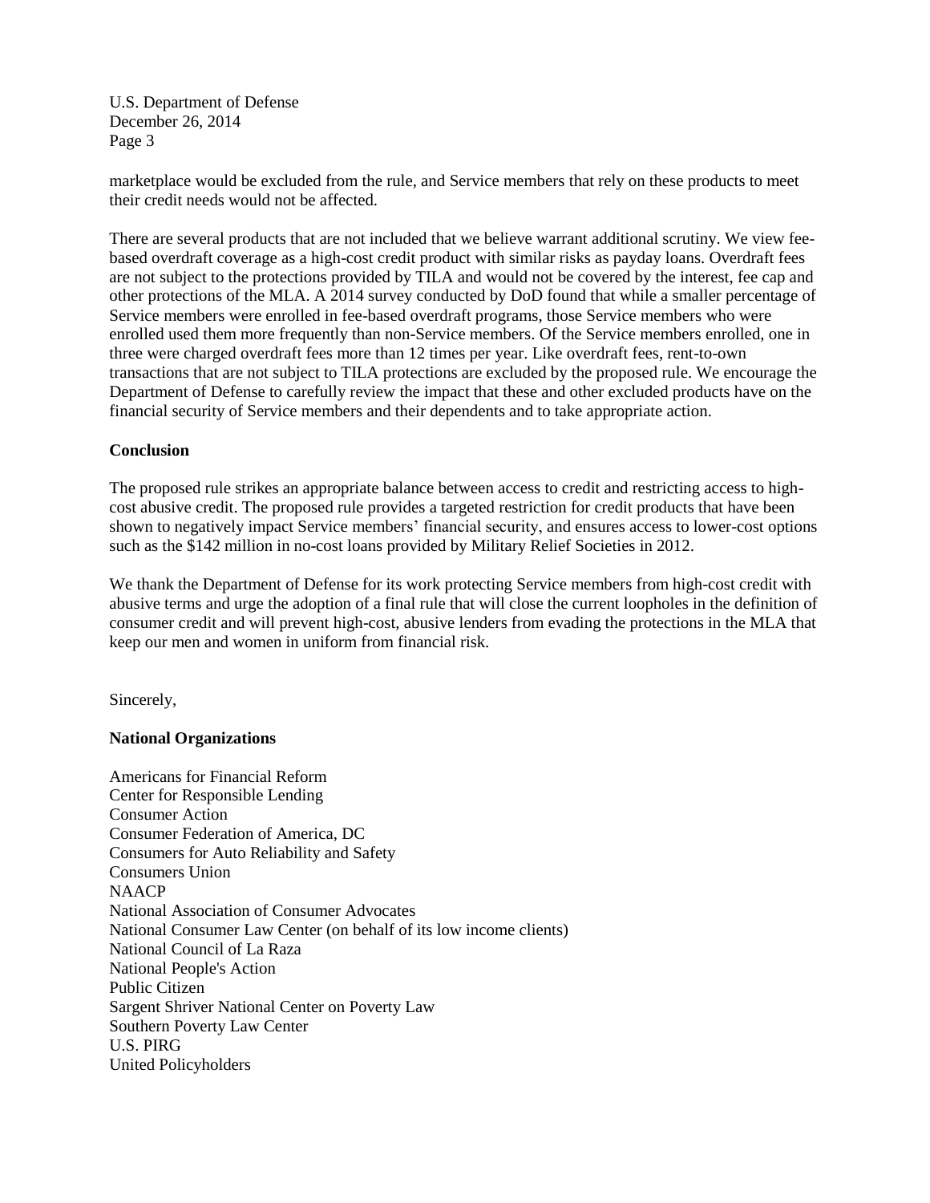marketplace would be excluded from the rule, and Service members that rely on these products to meet their credit needs would not be affected.

There are several products that are not included that we believe warrant additional scrutiny. We view fee-based overdraft coverage as a high-cost credit product with similar risks as payday loans. Overdraft fees are not subject to the protections provided by TILA and would not be covered by the interest, fee cap and other protections of the MLA. A 2014 survey conducted by DoD found that while a smaller percentage of Service members were enrolled in fee-based overdraft programs, those Service members who were enrolled used them more frequently than non-Service members. Of the Service members enrolled, one in three were charged overdraft fees more than 12 times per year. Like overdraft fees, rent-to-own transactions that are not subject to TILA protections are excluded by the proposed rule. We encourage the Department of Defense to carefully review the impact that these and other excluded products have on the financial security of Service members and their dependents and to take appropriate action.

**Conclusion**

The proposed rule strikes an appropriate balance between access to credit and restricting access to high-cost abusive credit. The proposed rule provides a targeted restriction for credit products that have been shown to negatively impact Service members' financial security, and ensures access to lower-cost options such as the $142 million in no-cost loans provided by Military Relief Societies in 2012.

We thank the Department of Defense for its work protecting Service members from high-cost credit with abusive terms and urge the adoption of a final rule that will close the current loopholes in the definition of consumer credit and will prevent high-cost, abusive lenders from evading the protections in the MLA that keep our men and women in uniform from financial risk.

Sincerely,

**National Organizations**

Americans for Financial Reform
Center for Responsible Lending
Consumer Action
Consumer Federation of America, DC
Consumers for Auto Reliability and Safety
Consumers Union
NAACP
National Association of Consumer Advocates
National Consumer Law Center (on behalf of its low income clients)
National Council of La Raza
National People's Action
Public Citizen
Sargent Shriver National Center on Poverty Law
Southern Poverty Law Center
U.S. PIRG
United Policyholders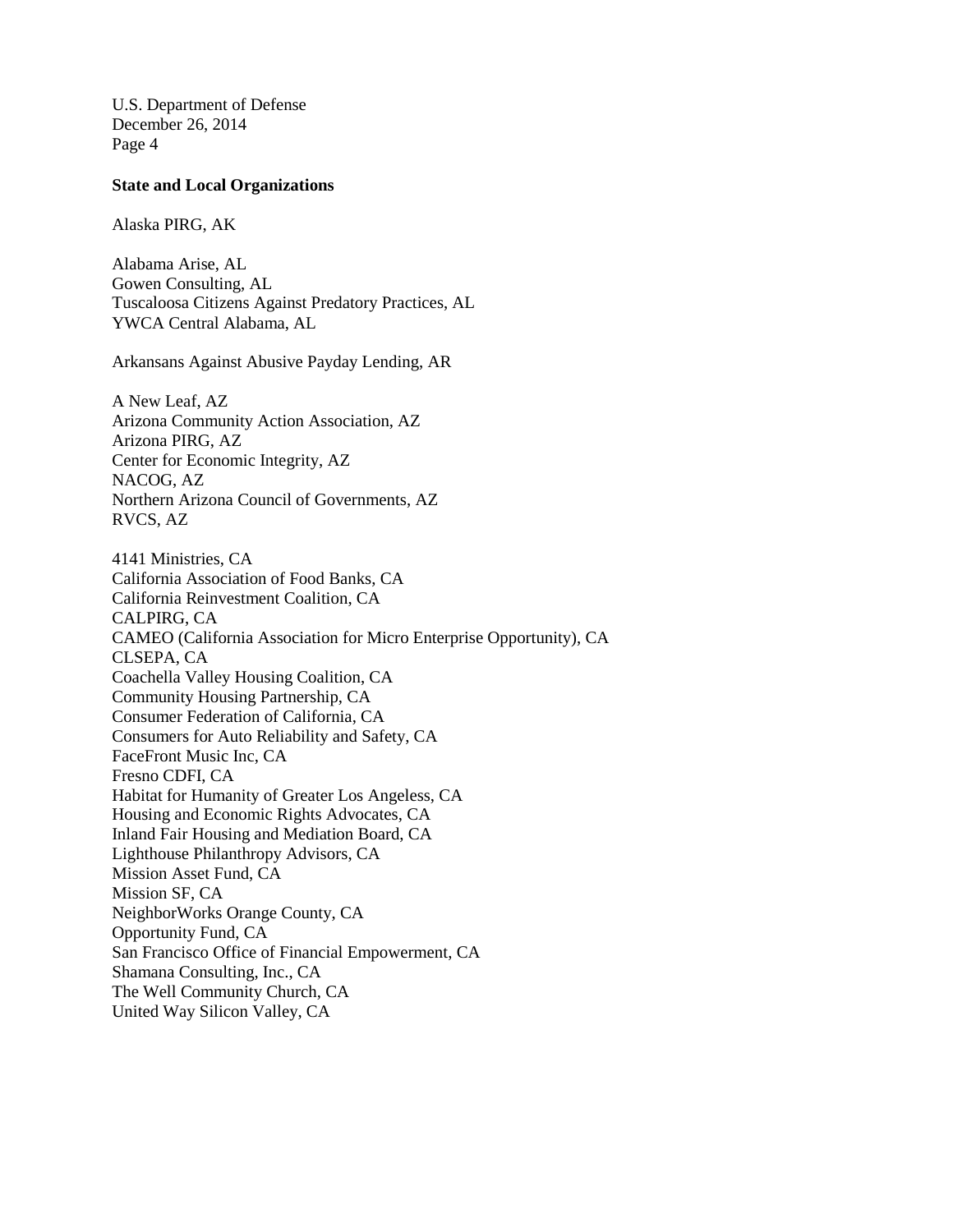**State and Local Organizations**

Alaska PIRG, AK

Alabama Arise, AL
Gowen Consulting, AL
Tuscaloosa Citizens Against Predatory Practices, AL
YWCA Central Alabama, AL

Arkansans Against Abusive Payday Lending, AR

A New Leaf, AZ
Arizona Community Action Association, AZ
Arizona PIRG, AZ
Center for Economic Integrity, AZ
NACOG, AZ
Northern Arizona Council of Governments, AZ
RVCS, AZ

4141 Ministries, CA
California Association of Food Banks, CA
California Reinvestment Coalition, CA
CALPIRG, CA
CAMEO (California Association for Micro Enterprise Opportunity), CA
CLSEPA, CA
Coachella Valley Housing Coalition, CA
Community Housing Partnership, CA
Consumer Federation of California, CA
Consumers for Auto Reliability and Safety, CA
FaceFront Music Inc, CA
Fresno CDFI, CA
Habitat for Humanity of Greater Los Angeless, CA
Housing and Economic Rights Advocates, CA
Inland Fair Housing and Mediation Board, CA
Lighthouse Philanthropy Advisors, CA
Mission Asset Fund, CA
Mission SF, CA
NeighborWorks Orange County, CA
Opportunity Fund, CA
San Francisco Office of Financial Empowerment, CA
Shamana Consulting, Inc., CA
The Well Community Church, CA
United Way Silicon Valley, CA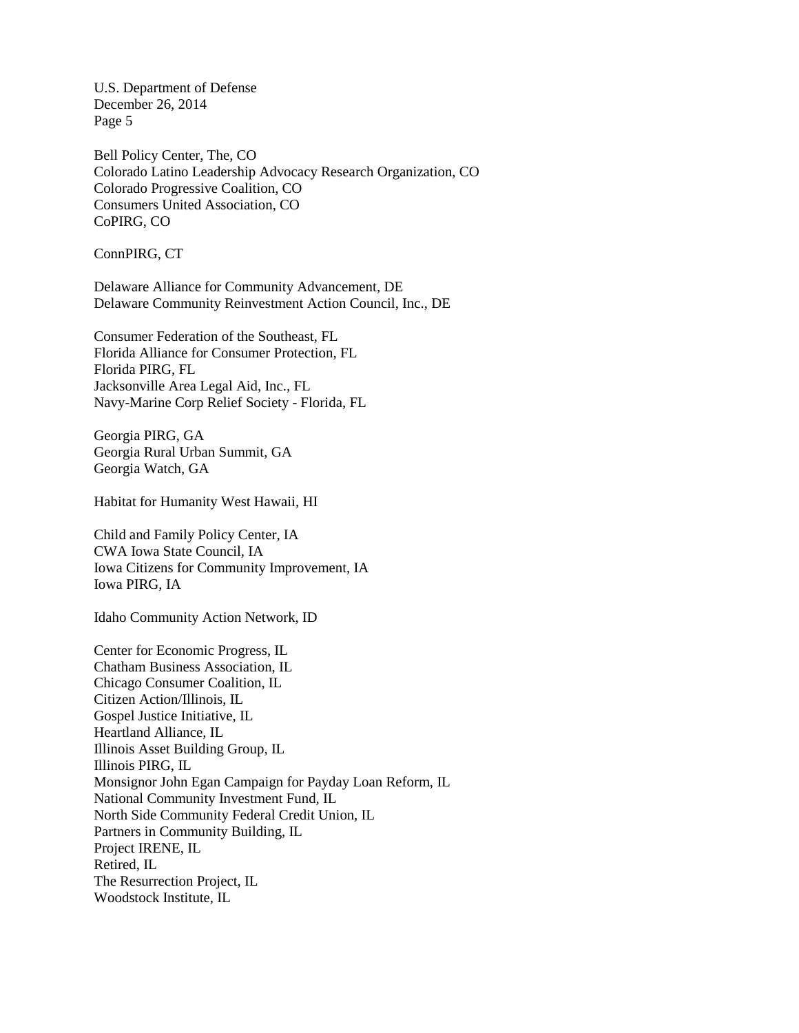Bell Policy Center, The, CO
Colorado Latino Leadership Advocacy Research Organization, CO
Colorado Progressive Coalition, CO
Consumers United Association, CO
CoPIRG, CO

ConnPIRG, CT

Delaware Alliance for Community Advancement, DE
Delaware Community Reinvestment Action Council, Inc., DE

Consumer Federation of the Southeast, FL
Florida Alliance for Consumer Protection, FL
Florida PIRG, FL
Jacksonville Area Legal Aid, Inc., FL
Navy-Marine Corp Relief Society - Florida, FL

Georgia PIRG, GA
Georgia Rural Urban Summit, GA
Georgia Watch, GA

Habitat for Humanity West Hawaii, HI

Child and Family Policy Center, IA
CWA Iowa State Council, IA
Iowa Citizens for Community Improvement, IA
Iowa PIRG, IA

Idaho Community Action Network, ID

Center for Economic Progress, IL
Chatham Business Association, IL
Chicago Consumer Coalition, IL
Citizen Action/Illinois, IL
Gospel Justice Initiative, IL
Heartland Alliance, IL
Illinois Asset Building Group, IL
Illinois PIRG, IL
Monsignor John Egan Campaign for Payday Loan Reform, IL
National Community Investment Fund, IL
North Side Community Federal Credit Union, IL
Partners in Community Building, IL
Project IRENE, IL
Retired, IL
The Resurrection Project, IL
Woodstock Institute, IL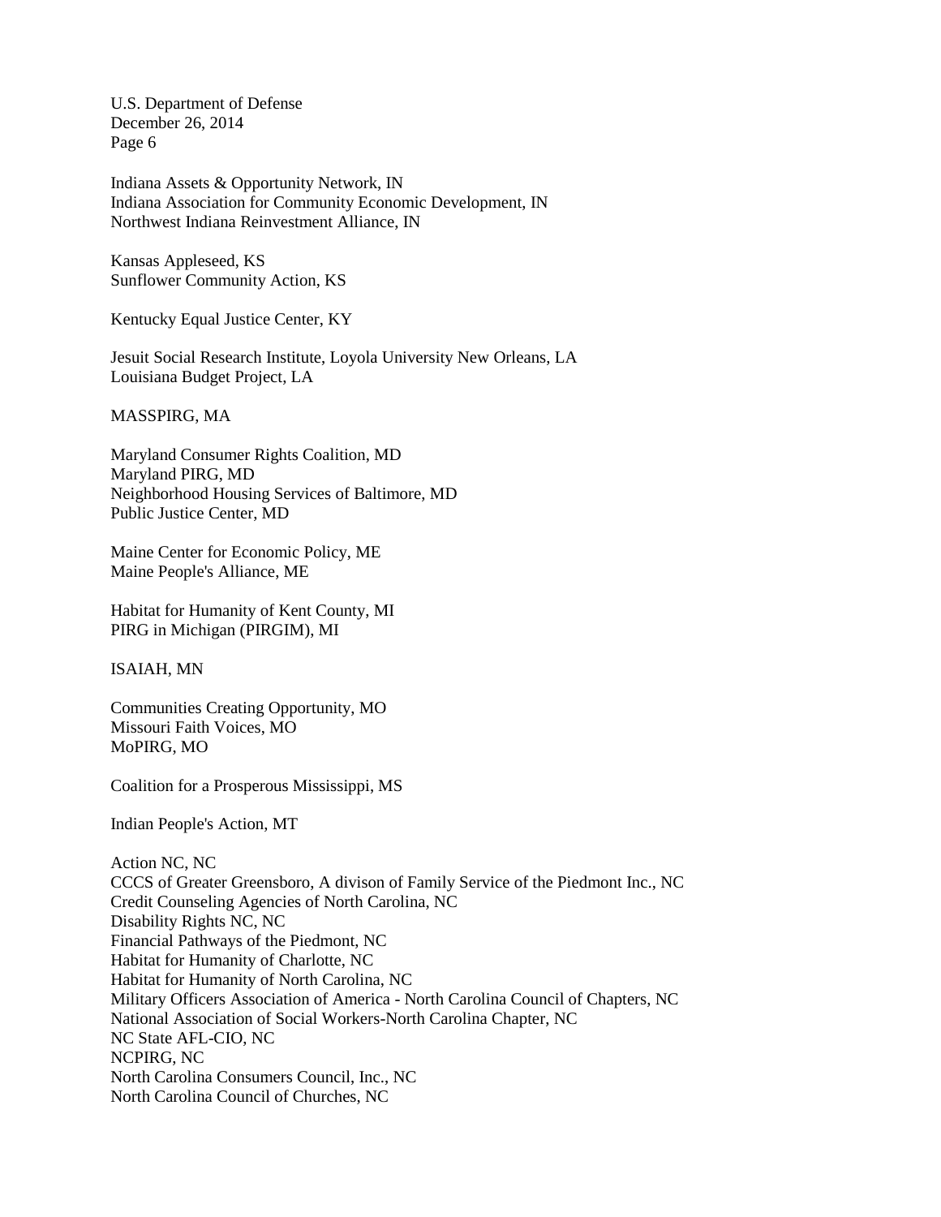Indiana Assets & Opportunity Network, IN
Indiana Association for Community Economic Development, IN
Northwest Indiana Reinvestment Alliance, IN

Kansas Appleseed, KS
Sunflower Community Action, KS

Kentucky Equal Justice Center, KY

Jesuit Social Research Institute, Loyola University New Orleans, LA
Louisiana Budget Project, LA

MASSPIRG, MA

Maryland Consumer Rights Coalition, MD
Maryland PIRG, MD
Neighborhood Housing Services of Baltimore, MD
Public Justice Center, MD

Maine Center for Economic Policy, ME
Maine People's Alliance, ME

Habitat for Humanity of Kent County, MI
PIRG in Michigan (PIRGIM), MI

ISAIAH, MN

Communities Creating Opportunity, MO
Missouri Faith Voices, MO
MoPIRG, MO

Coalition for a Prosperous Mississippi, MS

Indian People's Action, MT

Action NC, NC
CCCS of Greater Greensboro, A divison of Family Service of the Piedmont Inc., NC
Credit Counseling Agencies of North Carolina, NC
Disability Rights NC, NC
Financial Pathways of the Piedmont, NC
Habitat for Humanity of Charlotte, NC
Habitat for Humanity of North Carolina, NC
Military Officers Association of America - North Carolina Council of Chapters, NC
National Association of Social Workers-North Carolina Chapter, NC
NC State AFL-CIO, NC
NCPIRG, NC
North Carolina Consumers Council, Inc., NC
North Carolina Council of Churches, NC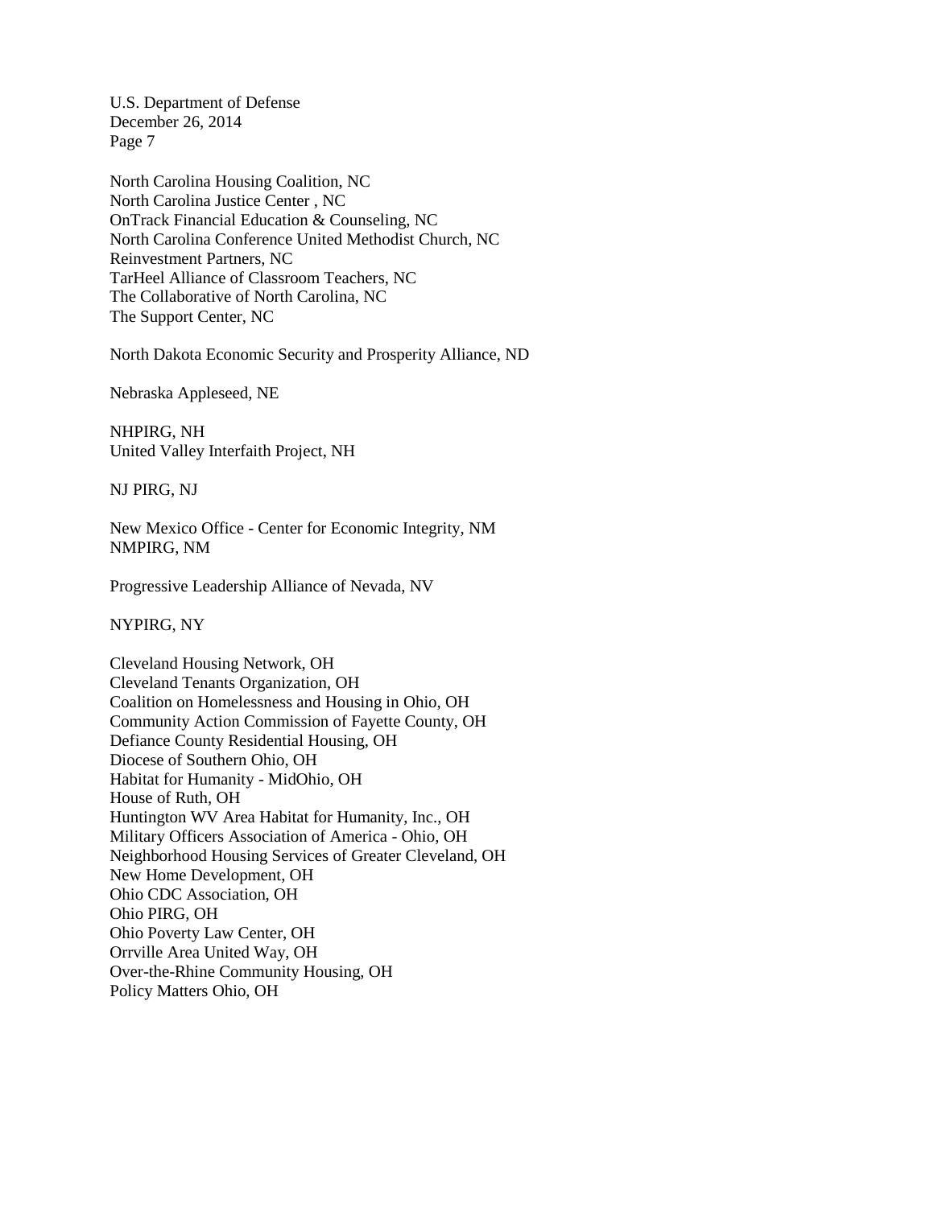North Carolina Housing Coalition, NC
North Carolina Justice Center , NC
OnTrack Financial Education & Counseling, NC
North Carolina Conference United Methodist Church, NC
Reinvestment Partners, NC
TarHeel Alliance of Classroom Teachers, NC
The Collaborative of North Carolina, NC
The Support Center, NC

North Dakota Economic Security and Prosperity Alliance, ND

Nebraska Appleseed, NE

NHPIRG, NH
United Valley Interfaith Project, NH

NJ PIRG, NJ

New Mexico Office - Center for Economic Integrity, NM
NMPIRG, NM

Progressive Leadership Alliance of Nevada, NV

NYPIRG, NY

Cleveland Housing Network, OH
Cleveland Tenants Organization, OH
Coalition on Homelessness and Housing in Ohio, OH
Community Action Commission of Fayette County, OH
Defiance County Residential Housing, OH
Diocese of Southern Ohio, OH
Habitat for Humanity - MidOhio, OH
House of Ruth, OH
Huntington WV Area Habitat for Humanity, Inc., OH
Military Officers Association of America - Ohio, OH
Neighborhood Housing Services of Greater Cleveland, OH
New Home Development, OH
Ohio CDC Association, OH
Ohio PIRG, OH
Ohio Poverty Law Center, OH
Orrville Area United Way, OH
Over-the-Rhine Community Housing, OH
Policy Matters Ohio, OH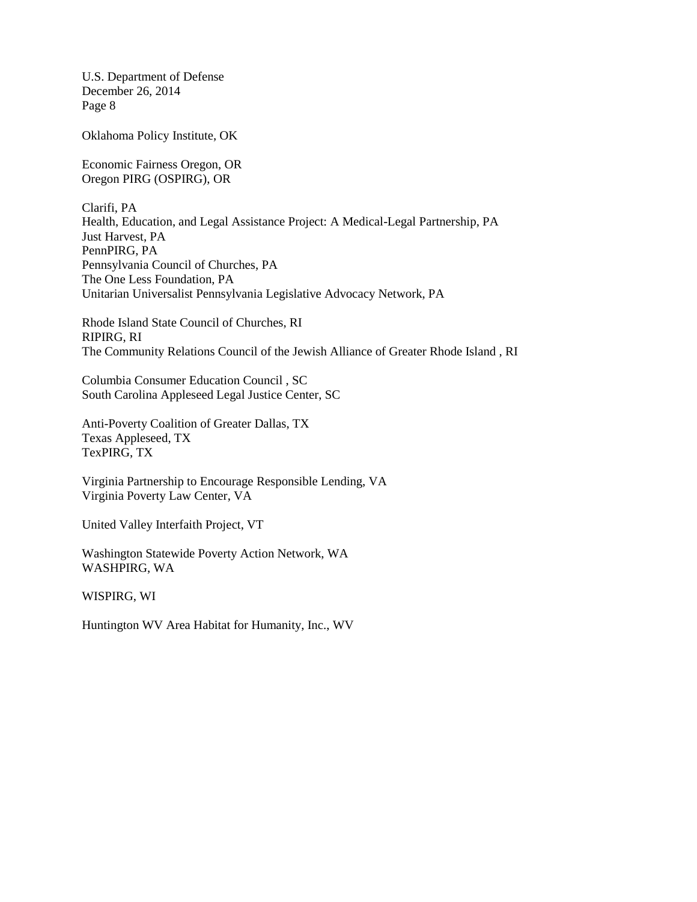Oklahoma Policy Institute, OK

Economic Fairness Oregon, OR
Oregon PIRG (OSPIRG), OR

Clarifi, PA
Health, Education, and Legal Assistance Project: A Medical-Legal Partnership, PA
Just Harvest, PA
PennPIRG, PA
Pennsylvania Council of Churches, PA
The One Less Foundation, PA
Unitarian Universalist Pennsylvania Legislative Advocacy Network, PA

Rhode Island State Council of Churches, RI
RIPIRG, RI
The Community Relations Council of the Jewish Alliance of Greater Rhode Island , RI

Columbia Consumer Education Council , SC
South Carolina Appleseed Legal Justice Center, SC

Anti-Poverty Coalition of Greater Dallas, TX
Texas Appleseed, TX
TexPIRG, TX

Virginia Partnership to Encourage Responsible Lending, VA
Virginia Poverty Law Center, VA

United Valley Interfaith Project, VT

Washington Statewide Poverty Action Network, WA
WASHPIRG, WA

WISPIRG, WI

Huntington WV Area Habitat for Humanity, Inc., WV